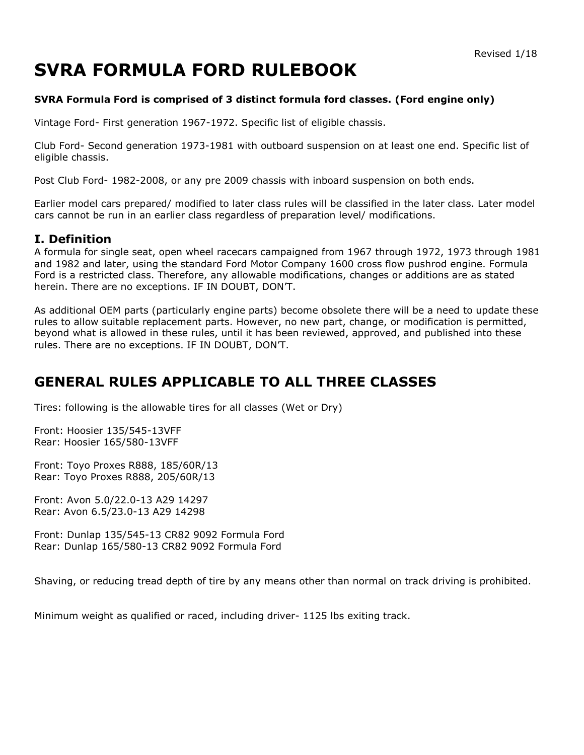Revised 1/18

# SVRA FORMULA FORD RULEBOOK

**SVRA Formula Ford is comprised of 3 distinct formula ford classes. (Ford engine only)**

Vintage Ford- First generation 1967-1972. Specific list of eligible chassis.

Club Ford- Second generation 1973-1981 with outboard suspension on at least one end. Specific list of eligible chassis.

Post Club Ford- 1982-2008, or any pre 2009 chassis with inboard suspension on both ends.

Earlier model cars prepared/ modified to later class rules will be classified in the later class. Later model cars cannot be run in an earlier class regardless of preparation level/ modifications.

## I. Definition

A formula for single seat, open wheel racecars campaigned from 1967 through 1972, 1973 through 1981 and 1982 and later, using the standard Ford Motor Company 1600 cross flow pushrod engine. Formula Ford is a restricted class. Therefore, any allowable modifications, changes or additions are as stated herein. There are no exceptions. IF IN DOUBT, DON'T.

As additional OEM parts (particularly engine parts) become obsolete there will be a need to update these rules to allow suitable replacement parts. However, no new part, change, or modification is permitted, beyond what is allowed in these rules, until it has been reviewed, approved, and published into these rules. There are no exceptions. IF IN DOUBT, DON'T.

## GENERAL RULES APPLICABLE TO ALL THREE CLASSES

Tires: following is the allowable tires for all classes (Wet or Dry)

Front: Hoosier 135/545-13VFF
Rear: Hoosier 165/580-13VFF

Front: Toyo Proxes R888, 185/60R/13
Rear: Toyo Proxes R888, 205/60R/13

Front: Avon 5.0/22.0-13 A29 14297
Rear: Avon 6.5/23.0-13 A29 14298

Front: Dunlap 135/545-13 CR82 9092 Formula Ford
Rear: Dunlap 165/580-13 CR82 9092 Formula Ford

Shaving, or reducing tread depth of tire by any means other than normal on track driving is prohibited.

Minimum weight as qualified or raced, including driver- 1125 lbs exiting track.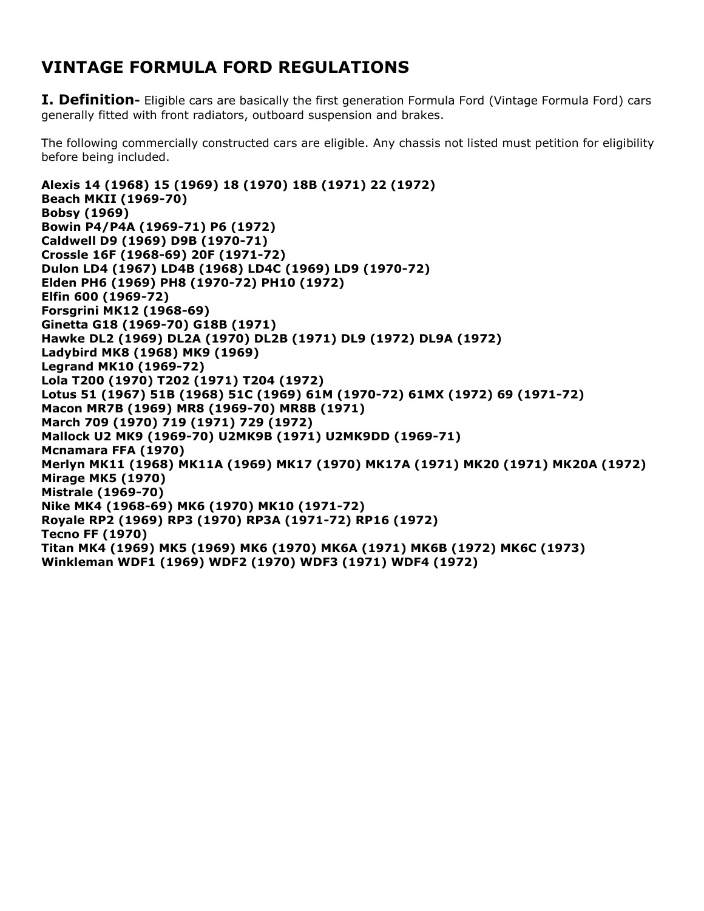# VINTAGE FORMULA FORD REGULATIONS

**I. Definition-** Eligible cars are basically the first generation Formula Ford (Vintage Formula Ford) cars generally fitted with front radiators, outboard suspension and brakes.

The following commercially constructed cars are eligible. Any chassis not listed must petition for eligibility before being included.

**Alexis 14 (1968) 15 (1969) 18 (1970) 18B (1971) 22 (1972)**
**Beach MKII (1969-70)**
**Bobsy (1969)**
**Bowin P4/P4A (1969-71) P6 (1972)**
**Caldwell D9 (1969) D9B (1970-71)**
**Crossle 16F (1968-69) 20F (1971-72)**
**Dulon LD4 (1967) LD4B (1968) LD4C (1969) LD9 (1970-72)**
**Elden PH6 (1969) PH8 (1970-72) PH10 (1972)**
**Elfin 600 (1969-72)**
**Forsgrini MK12 (1968-69)**
**Ginetta G18 (1969-70) G18B (1971)**
**Hawke DL2 (1969) DL2A (1970) DL2B (1971) DL9 (1972) DL9A (1972)**
**Ladybird MK8 (1968) MK9 (1969)**
**Legrand MK10 (1969-72)**
**Lola T200 (1970) T202 (1971) T204 (1972)**
**Lotus 51 (1967) 51B (1968) 51C (1969) 61M (1970-72) 61MX (1972) 69 (1971-72)**
**Macon MR7B (1969) MR8 (1969-70) MR8B (1971)**
**March 709 (1970) 719 (1971) 729 (1972)**
**Mallock U2 MK9 (1969-70) U2MK9B (1971) U2MK9DD (1969-71)**
**Mcnamara FFA (1970)**
**Merlyn MK11 (1968) MK11A (1969) MK17 (1970) MK17A (1971) MK20 (1971) MK20A (1972)**
**Mirage MK5 (1970)**
**Mistrale (1969-70)**
**Nike MK4 (1968-69) MK6 (1970) MK10 (1971-72)**
**Royale RP2 (1969) RP3 (1970) RP3A (1971-72) RP16 (1972)**
**Tecno FF (1970)**
**Titan MK4 (1969) MK5 (1969) MK6 (1970) MK6A (1971) MK6B (1972) MK6C (1973)**
**Winkleman WDF1 (1969) WDF2 (1970) WDF3 (1971) WDF4 (1972)**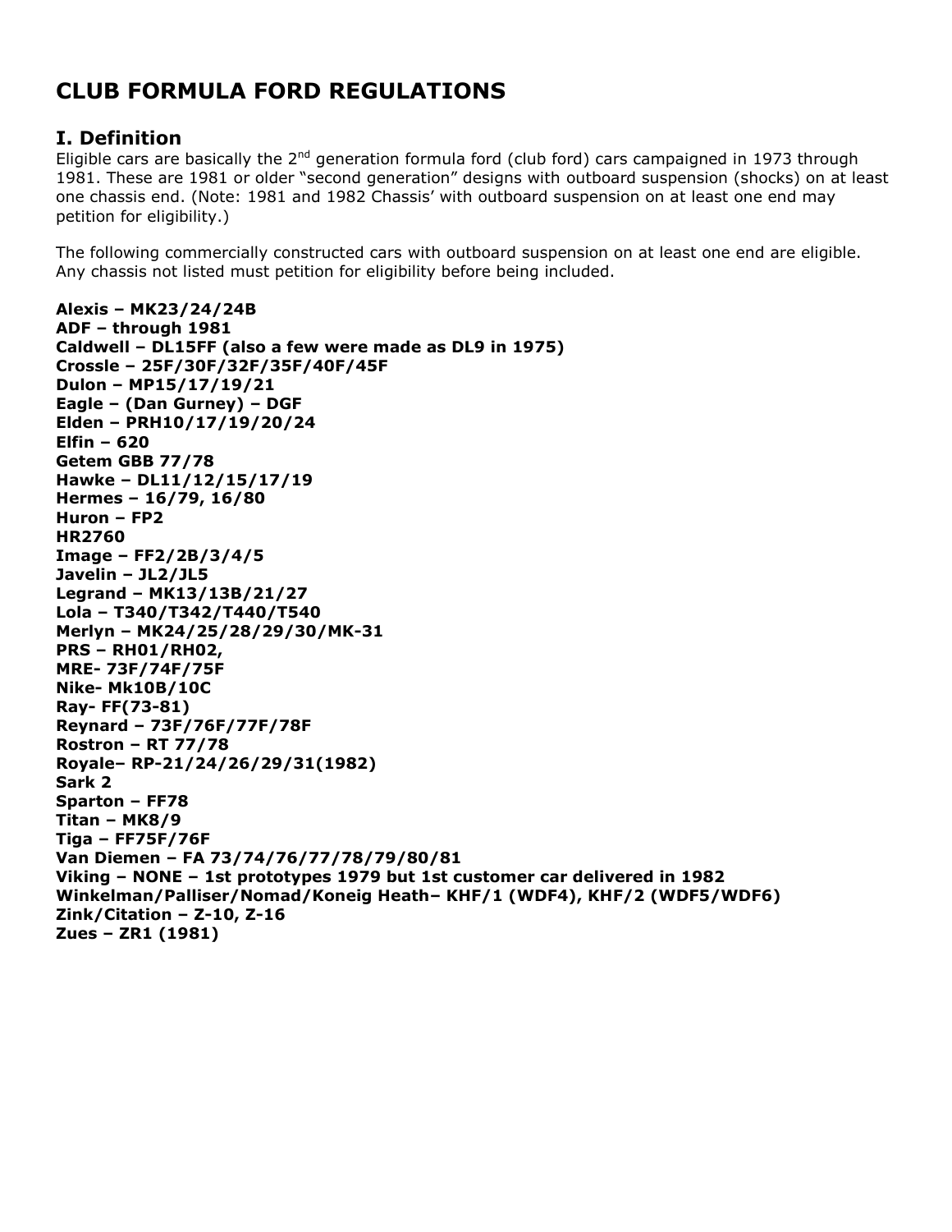# CLUB FORMULA FORD REGULATIONS

## I. Definition

Eligible cars are basically the 2nd generation formula ford (club ford) cars campaigned in 1973 through 1981. These are 1981 or older "second generation" designs with outboard suspension (shocks) on at least one chassis end. (Note: 1981 and 1982 Chassis' with outboard suspension on at least one end may petition for eligibility.)

The following commercially constructed cars with outboard suspension on at least one end are eligible. Any chassis not listed must petition for eligibility before being included.

**Alexis – MK23/24/24B**
**ADF – through 1981**
**Caldwell – DL15FF (also a few were made as DL9 in 1975)**
**Crossle – 25F/30F/32F/35F/40F/45F**
**Dulon – MP15/17/19/21**
**Eagle – (Dan Gurney) – DGF**
**Elden – PRH10/17/19/20/24**
**Elfin – 620**
**Getem GBB 77/78**
**Hawke – DL11/12/15/17/19**
**Hermes – 16/79, 16/80**
**Huron – FP2**
**HR2760**
**Image – FF2/2B/3/4/5**
**Javelin – JL2/JL5**
**Legrand – MK13/13B/21/27**
**Lola – T340/T342/T440/T540**
**Merlyn – MK24/25/28/29/30/MK-31**
**PRS – RH01/RH02,**
**MRE- 73F/74F/75F**
**Nike- Mk10B/10C**
**Ray- FF(73-81)**
**Reynard – 73F/76F/77F/78F**
**Rostron – RT 77/78**
**Royale– RP-21/24/26/29/31(1982)**
**Sark 2**
**Sparton – FF78**
**Titan – MK8/9**
**Tiga – FF75F/76F**
**Van Diemen – FA 73/74/76/77/78/79/80/81**
**Viking – NONE – 1st prototypes 1979 but 1st customer car delivered in 1982**
**Winkelman/Palliser/Nomad/Koneig Heath– KHF/1 (WDF4), KHF/2 (WDF5/WDF6)**
**Zink/Citation – Z-10, Z-16**
**Zues – ZR1 (1981)**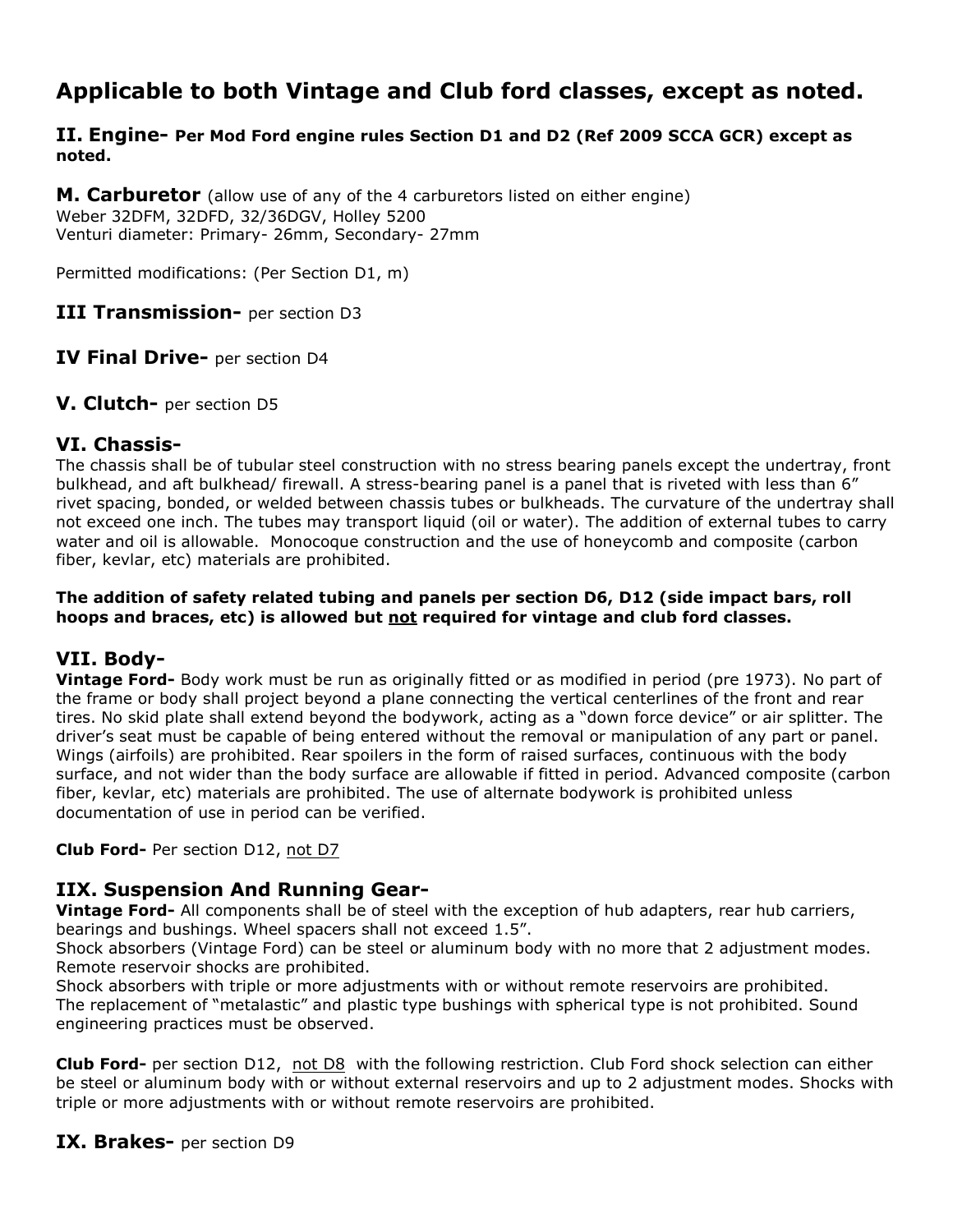# Applicable to both Vintage and Club ford classes, except as noted.

## II. Engine- Per Mod Ford engine rules Section D1 and D2 (Ref 2009 SCCA GCR) except as noted.

**M. Carburetor** (allow use of any of the 4 carburetors listed on either engine)
Weber 32DFM, 32DFD, 32/36DGV, Holley 5200
Venturi diameter: Primary- 26mm, Secondary- 27mm

Permitted modifications: (Per Section D1, m)

## III Transmission- per section D3

## IV Final Drive- per section D4

## V. Clutch- per section D5

## VI. Chassis-

The chassis shall be of tubular steel construction with no stress bearing panels except the undertray, front bulkhead, and aft bulkhead/ firewall. A stress-bearing panel is a panel that is riveted with less than 6" rivet spacing, bonded, or welded between chassis tubes or bulkheads. The curvature of the undertray shall not exceed one inch. The tubes may transport liquid (oil or water). The addition of external tubes to carry water and oil is allowable. Monocoque construction and the use of honeycomb and composite (carbon fiber, kevlar, etc) materials are prohibited.

**The addition of safety related tubing and panels per section D6, D12 (side impact bars, roll hoops and braces, etc) is allowed but <u>not</u> required for vintage and club ford classes.**

## VII. Body-

**Vintage Ford-** Body work must be run as originally fitted or as modified in period (pre 1973). No part of the frame or body shall project beyond a plane connecting the vertical centerlines of the front and rear tires. No skid plate shall extend beyond the bodywork, acting as a "down force device" or air splitter. The driver's seat must be capable of being entered without the removal or manipulation of any part or panel. Wings (airfoils) are prohibited. Rear spoilers in the form of raised surfaces, continuous with the body surface, and not wider than the body surface are allowable if fitted in period. Advanced composite (carbon fiber, kevlar, etc) materials are prohibited. The use of alternate bodywork is prohibited unless documentation of use in period can be verified.

**Club Ford-** Per section D12, <u>not D7</u>

## IIX. Suspension And Running Gear-

**Vintage Ford-** All components shall be of steel with the exception of hub adapters, rear hub carriers, bearings and bushings. Wheel spacers shall not exceed 1.5".
Shock absorbers (Vintage Ford) can be steel or aluminum body with no more that 2 adjustment modes. Remote reservoir shocks are prohibited.
Shock absorbers with triple or more adjustments with or without remote reservoirs are prohibited.
The replacement of "metalastic" and plastic type bushings with spherical type is not prohibited. Sound engineering practices must be observed.

**Club Ford-** per section D12, <u>not D8</u> with the following restriction. Club Ford shock selection can either be steel or aluminum body with or without external reservoirs and up to 2 adjustment modes. Shocks with triple or more adjustments with or without remote reservoirs are prohibited.

## IX. Brakes- per section D9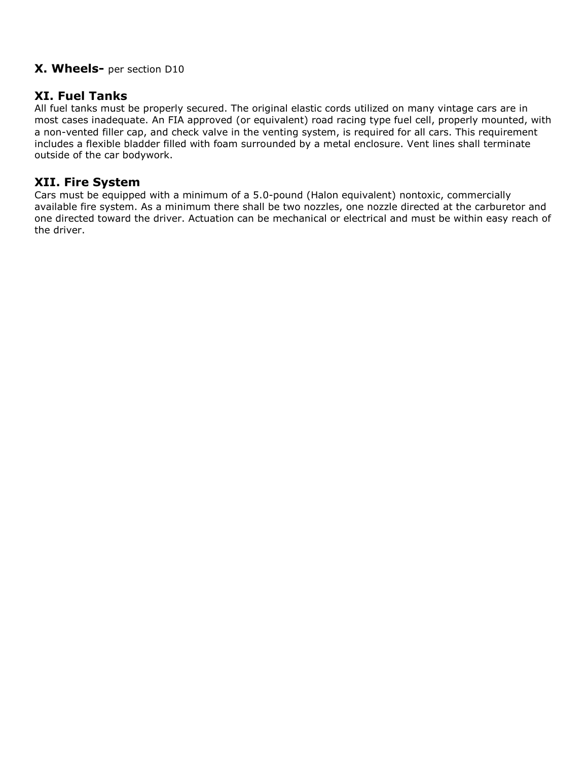## X. Wheels- per section D10

## XI. Fuel Tanks

All fuel tanks must be properly secured. The original elastic cords utilized on many vintage cars are in most cases inadequate. An FIA approved (or equivalent) road racing type fuel cell, properly mounted, with a non-vented filler cap, and check valve in the venting system, is required for all cars. This requirement includes a flexible bladder filled with foam surrounded by a metal enclosure. Vent lines shall terminate outside of the car bodywork.

## XII. Fire System

Cars must be equipped with a minimum of a 5.0-pound (Halon equivalent) nontoxic, commercially available fire system. As a minimum there shall be two nozzles, one nozzle directed at the carburetor and one directed toward the driver. Actuation can be mechanical or electrical and must be within easy reach of the driver.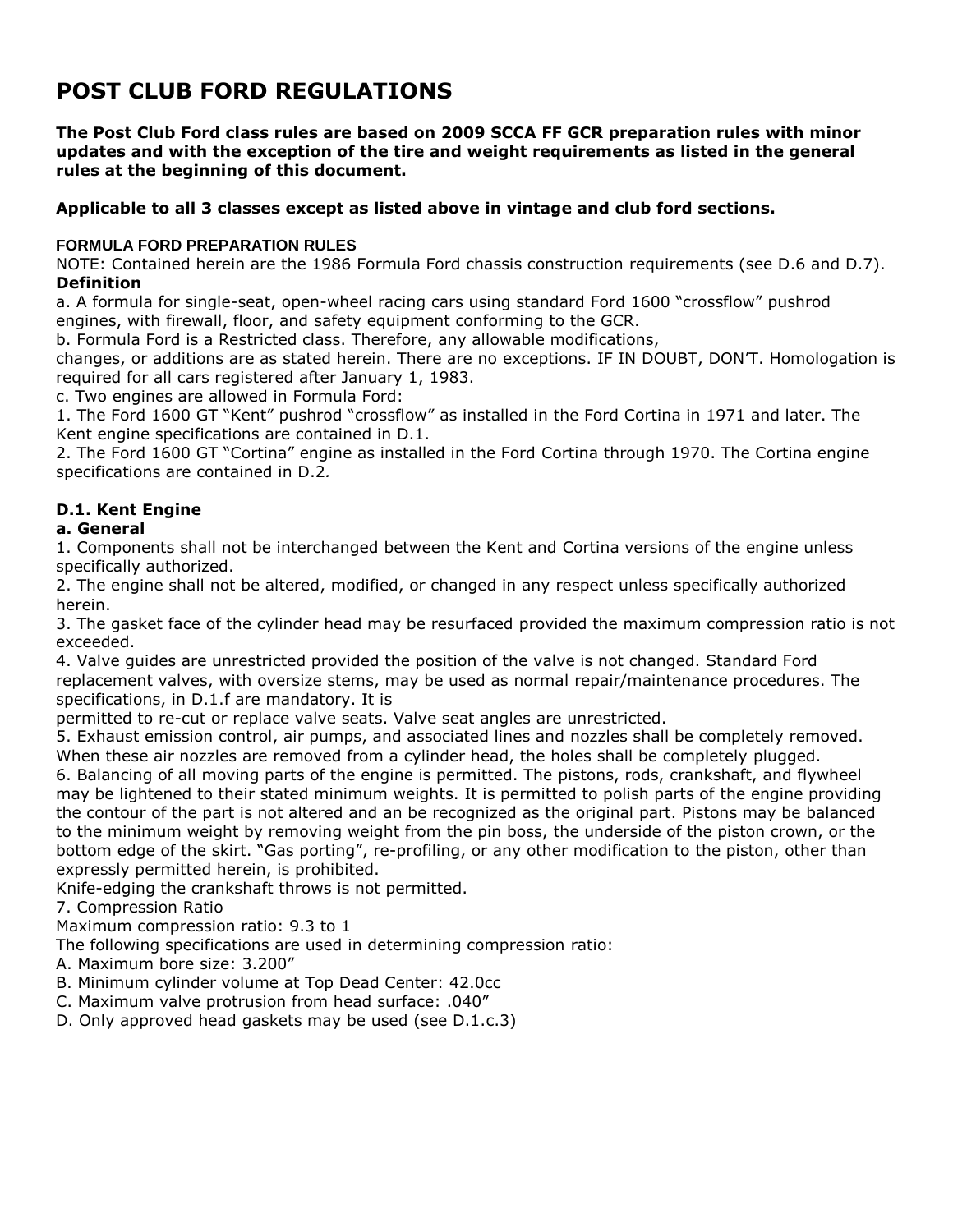# POST CLUB FORD REGULATIONS

**The Post Club Ford class rules are based on 2009 SCCA FF GCR preparation rules with minor updates and with the exception of the tire and weight requirements as listed in the general rules at the beginning of this document.**

**Applicable to all 3 classes except as listed above in vintage and club ford sections.**

**FORMULA FORD PREPARATION RULES**

NOTE: Contained herein are the 1986 Formula Ford chassis construction requirements (see D.6 and D.7).

**Definition**

a. A formula for single-seat, open-wheel racing cars using standard Ford 1600 "crossflow" pushrod engines, with firewall, floor, and safety equipment conforming to the GCR.

b. Formula Ford is a Restricted class. Therefore, any allowable modifications, changes, or additions are as stated herein. There are no exceptions. IF IN DOUBT, DON'T. Homologation is required for all cars registered after January 1, 1983.

c. Two engines are allowed in Formula Ford:

1. The Ford 1600 GT "Kent" pushrod "crossflow" as installed in the Ford Cortina in 1971 and later. The Kent engine specifications are contained in D.1.
2. The Ford 1600 GT "Cortina" engine as installed in the Ford Cortina through 1970. The Cortina engine specifications are contained in D.2.

### D.1. Kent Engine

**a. General**

1. Components shall not be interchanged between the Kent and Cortina versions of the engine unless specifically authorized.
2. The engine shall not be altered, modified, or changed in any respect unless specifically authorized herein.
3. The gasket face of the cylinder head may be resurfaced provided the maximum compression ratio is not exceeded.
4. Valve guides are unrestricted provided the position of the valve is not changed. Standard Ford replacement valves, with oversize stems, may be used as normal repair/maintenance procedures. The specifications, in D.1.f are mandatory. It is permitted to re-cut or replace valve seats. Valve seat angles are unrestricted.
5. Exhaust emission control, air pumps, and associated lines and nozzles shall be completely removed. When these air nozzles are removed from a cylinder head, the holes shall be completely plugged.
6. Balancing of all moving parts of the engine is permitted. The pistons, rods, crankshaft, and flywheel may be lightened to their stated minimum weights. It is permitted to polish parts of the engine providing the contour of the part is not altered and an be recognized as the original part. Pistons may be balanced to the minimum weight by removing weight from the pin boss, the underside of the piston crown, or the bottom edge of the skirt. "Gas porting", re-profiling, or any other modification to the piston, other than expressly permitted herein, is prohibited.
   Knife-edging the crankshaft throws is not permitted.
7. Compression Ratio
   Maximum compression ratio: 9.3 to 1
   The following specifications are used in determining compression ratio:
   A. Maximum bore size: 3.200"
   B. Minimum cylinder volume at Top Dead Center: 42.0cc
   C. Maximum valve protrusion from head surface: .040"
   D. Only approved head gaskets may be used (see D.1.c.3)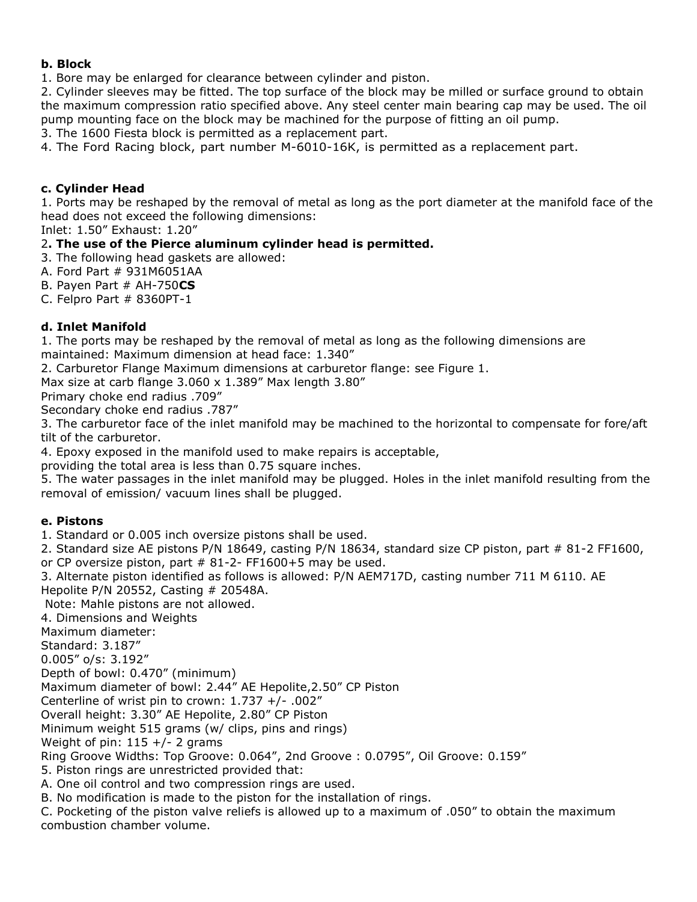**b. Block**

1. Bore may be enlarged for clearance between cylinder and piston.
2. Cylinder sleeves may be fitted. The top surface of the block may be milled or surface ground to obtain the maximum compression ratio specified above. Any steel center main bearing cap may be used. The oil pump mounting face on the block may be machined for the purpose of fitting an oil pump.
3. The 1600 Fiesta block is permitted as a replacement part.
4. The Ford Racing block, part number M-6010-16K, is permitted as a replacement part.

**c. Cylinder Head**

1. Ports may be reshaped by the removal of metal as long as the port diameter at the manifold face of the head does not exceed the following dimensions:
Inlet: 1.50" Exhaust: 1.20"
2. **The use of the Pierce aluminum cylinder head is permitted.**
3. The following head gaskets are allowed:
A. Ford Part # 931M6051AA
B. Payen Part # AH-750**CS**
C. Felpro Part # 8360PT-1

**d. Inlet Manifold**

1. The ports may be reshaped by the removal of metal as long as the following dimensions are maintained: Maximum dimension at head face: 1.340"
2. Carburetor Flange Maximum dimensions at carburetor flange: see Figure 1.
Max size at carb flange 3.060 x 1.389" Max length 3.80"
Primary choke end radius .709"
Secondary choke end radius .787"
3. The carburetor face of the inlet manifold may be machined to the horizontal to compensate for fore/aft tilt of the carburetor.
4. Epoxy exposed in the manifold used to make repairs is acceptable,
providing the total area is less than 0.75 square inches.
5. The water passages in the inlet manifold may be plugged. Holes in the inlet manifold resulting from the removal of emission/ vacuum lines shall be plugged.

**e. Pistons**

1. Standard or 0.005 inch oversize pistons shall be used.
2. Standard size AE pistons P/N 18649, casting P/N 18634, standard size CP piston, part # 81-2 FF1600, or CP oversize piston, part # 81-2- FF1600+5 may be used.
3. Alternate piston identified as follows is allowed: P/N AEM717D, casting number 711 M 6110. AE Hepolite P/N 20552, Casting # 20548A.
Note: Mahle pistons are not allowed.
4. Dimensions and Weights
Maximum diameter:
Standard: 3.187"
0.005" o/s: 3.192"
Depth of bowl: 0.470" (minimum)
Maximum diameter of bowl: 2.44" AE Hepolite,2.50" CP Piston
Centerline of wrist pin to crown: 1.737 +/- .002"
Overall height: 3.30" AE Hepolite, 2.80" CP Piston
Minimum weight 515 grams (w/ clips, pins and rings)
Weight of pin: 115 +/- 2 grams
Ring Groove Widths: Top Groove: 0.064", 2nd Groove : 0.0795", Oil Groove: 0.159"
5. Piston rings are unrestricted provided that:
A. One oil control and two compression rings are used.
B. No modification is made to the piston for the installation of rings.
C. Pocketing of the piston valve reliefs is allowed up to a maximum of .050" to obtain the maximum combustion chamber volume.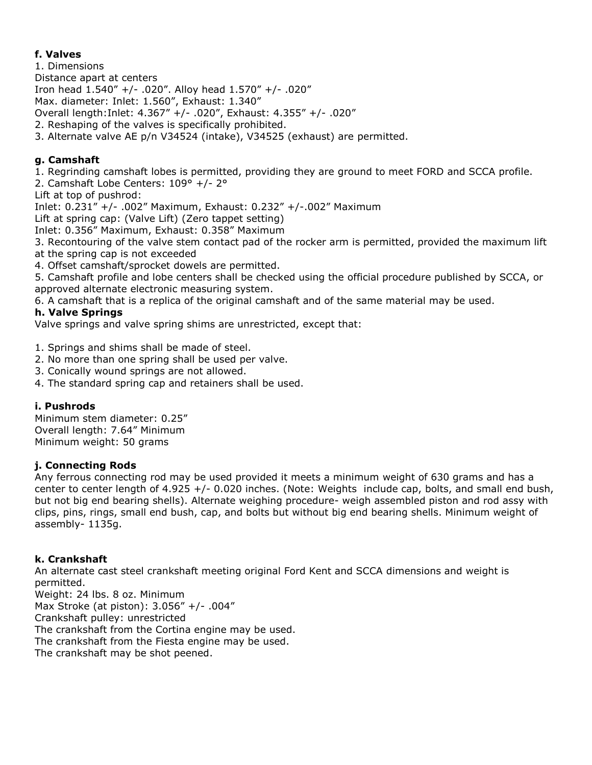**f. Valves**

1. Dimensions

Distance apart at centers

Iron head 1.540” +/- .020”. Alloy head 1.570” +/- .020”

Max. diameter: Inlet: 1.560”, Exhaust: 1.340”

Overall length:Inlet: 4.367” +/- .020”, Exhaust: 4.355” +/- .020”

2. Reshaping of the valves is specifically prohibited.
3. Alternate valve AE p/n V34524 (intake), V34525 (exhaust) are permitted.

**g. Camshaft**

1. Regrinding camshaft lobes is permitted, providing they are ground to meet FORD and SCCA profile.
2. Camshaft Lobe Centers: 109° +/- 2°

Lift at top of pushrod:

Inlet: 0.231” +/- .002” Maximum, Exhaust: 0.232” +/-.002” Maximum

Lift at spring cap: (Valve Lift) (Zero tappet setting)

Inlet: 0.356” Maximum, Exhaust: 0.358” Maximum

3. Recontouring of the valve stem contact pad of the rocker arm is permitted, provided the maximum lift at the spring cap is not exceeded
4. Offset camshaft/sprocket dowels are permitted.
5. Camshaft profile and lobe centers shall be checked using the official procedure published by SCCA, or approved alternate electronic measuring system.
6. A camshaft that is a replica of the original camshaft and of the same material may be used.

**h. Valve Springs**

Valve springs and valve spring shims are unrestricted, except that:

1. Springs and shims shall be made of steel.
2. No more than one spring shall be used per valve.
3. Conically wound springs are not allowed.
4. The standard spring cap and retainers shall be used.

**i. Pushrods**

Minimum stem diameter: 0.25”

Overall length: 7.64” Minimum

Minimum weight: 50 grams

**j. Connecting Rods**

Any ferrous connecting rod may be used provided it meets a minimum weight of 630 grams and has a center to center length of 4.925 +/- 0.020 inches. (Note: Weights include cap, bolts, and small end bush, but not big end bearing shells). Alternate weighing procedure- weigh assembled piston and rod assy with clips, pins, rings, small end bush, cap, and bolts but without big end bearing shells. Minimum weight of assembly- 1135g.

**k. Crankshaft**

An alternate cast steel crankshaft meeting original Ford Kent and SCCA dimensions and weight is permitted.

Weight: 24 lbs. 8 oz. Minimum

Max Stroke (at piston): 3.056” +/- .004”

Crankshaft pulley: unrestricted

The crankshaft from the Cortina engine may be used.

The crankshaft from the Fiesta engine may be used.

The crankshaft may be shot peened.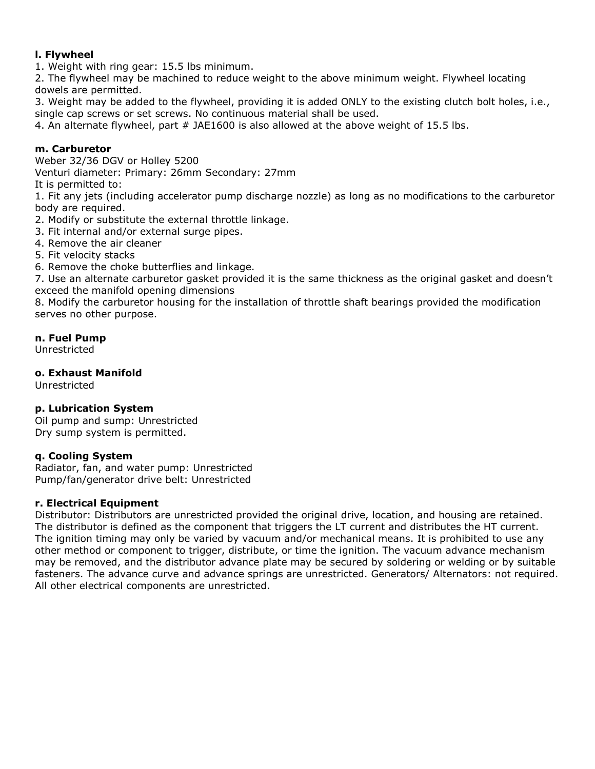**l. Flywheel**

1. Weight with ring gear: 15.5 lbs minimum.
2. The flywheel may be machined to reduce weight to the above minimum weight. Flywheel locating dowels are permitted.
3. Weight may be added to the flywheel, providing it is added ONLY to the existing clutch bolt holes, i.e., single cap screws or set screws. No continuous material shall be used.
4. An alternate flywheel, part # JAE1600 is also allowed at the above weight of 15.5 lbs.

**m. Carburetor**

Weber 32/36 DGV or Holley 5200
Venturi diameter: Primary: 26mm Secondary: 27mm
It is permitted to:

1. Fit any jets (including accelerator pump discharge nozzle) as long as no modifications to the carburetor body are required.
2. Modify or substitute the external throttle linkage.
3. Fit internal and/or external surge pipes.
4. Remove the air cleaner
5. Fit velocity stacks
6. Remove the choke butterflies and linkage.
7. Use an alternate carburetor gasket provided it is the same thickness as the original gasket and doesn't exceed the manifold opening dimensions
8. Modify the carburetor housing for the installation of throttle shaft bearings provided the modification serves no other purpose.

**n. Fuel Pump**

Unrestricted

**o. Exhaust Manifold**

Unrestricted

**p. Lubrication System**

Oil pump and sump: Unrestricted
Dry sump system is permitted.

**q. Cooling System**

Radiator, fan, and water pump: Unrestricted
Pump/fan/generator drive belt: Unrestricted

**r. Electrical Equipment**

Distributor: Distributors are unrestricted provided the original drive, location, and housing are retained. The distributor is defined as the component that triggers the LT current and distributes the HT current. The ignition timing may only be varied by vacuum and/or mechanical means. It is prohibited to use any other method or component to trigger, distribute, or time the ignition. The vacuum advance mechanism may be removed, and the distributor advance plate may be secured by soldering or welding or by suitable fasteners. The advance curve and advance springs are unrestricted. Generators/ Alternators: not required. All other electrical components are unrestricted.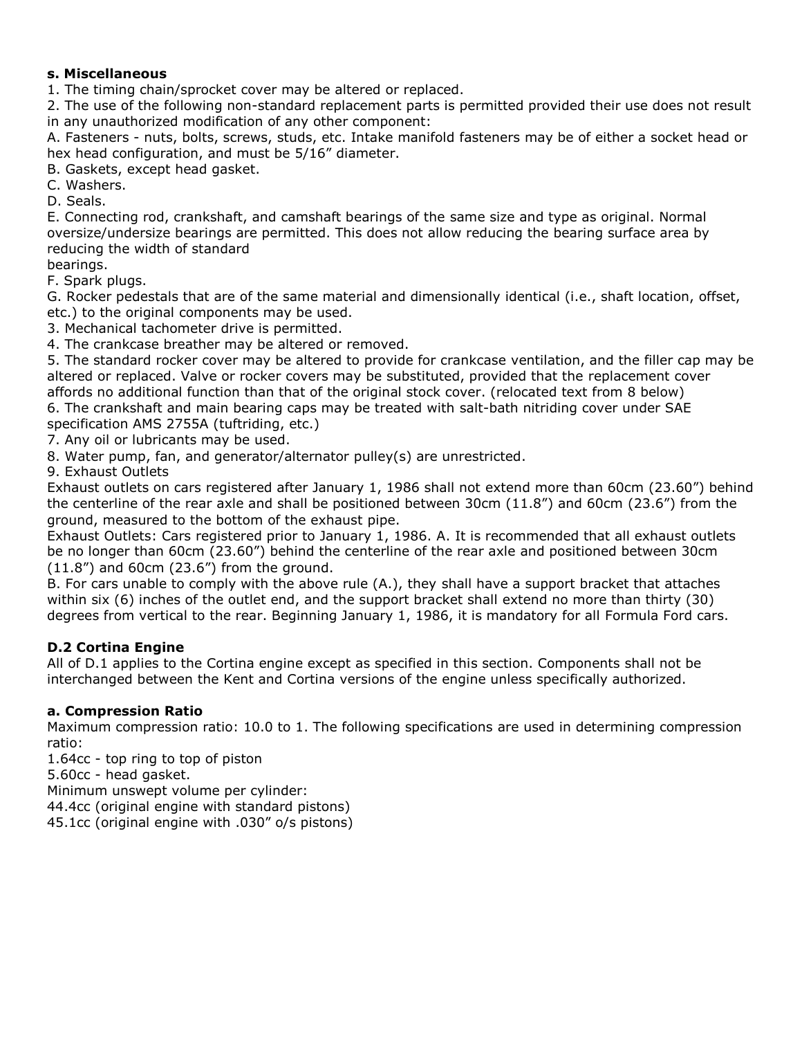**s. Miscellaneous**

1. The timing chain/sprocket cover may be altered or replaced.
2. The use of the following non-standard replacement parts is permitted provided their use does not result in any unauthorized modification of any other component:

A. Fasteners - nuts, bolts, screws, studs, etc. Intake manifold fasteners may be of either a socket head or hex head configuration, and must be 5/16” diameter.
B. Gaskets, except head gasket.
C. Washers.
D. Seals.
E. Connecting rod, crankshaft, and camshaft bearings of the same size and type as original. Normal oversize/undersize bearings are permitted. This does not allow reducing the bearing surface area by reducing the width of standard
bearings.
F. Spark plugs.
G. Rocker pedestals that are of the same material and dimensionally identical (i.e., shaft location, offset, etc.) to the original components may be used.

3. Mechanical tachometer drive is permitted.
4. The crankcase breather may be altered or removed.
5. The standard rocker cover may be altered to provide for crankcase ventilation, and the filler cap may be altered or replaced. Valve or rocker covers may be substituted, provided that the replacement cover affords no additional function than that of the original stock cover. (relocated text from 8 below)
6. The crankshaft and main bearing caps may be treated with salt-bath nitriding cover under SAE specification AMS 2755A (tuftriding, etc.)
7. Any oil or lubricants may be used.
8. Water pump, fan, and generator/alternator pulley(s) are unrestricted.
9. Exhaust Outlets

Exhaust outlets on cars registered after January 1, 1986 shall not extend more than 60cm (23.60”) behind the centerline of the rear axle and shall be positioned between 30cm (11.8”) and 60cm (23.6”) from the ground, measured to the bottom of the exhaust pipe.

Exhaust Outlets: Cars registered prior to January 1, 1986. A. It is recommended that all exhaust outlets be no longer than 60cm (23.60”) behind the centerline of the rear axle and positioned between 30cm (11.8”) and 60cm (23.6”) from the ground.

B. For cars unable to comply with the above rule (A.), they shall have a support bracket that attaches within six (6) inches of the outlet end, and the support bracket shall extend no more than thirty (30) degrees from vertical to the rear. Beginning January 1, 1986, it is mandatory for all Formula Ford cars.

### D.2 Cortina Engine

All of D.1 applies to the Cortina engine except as specified in this section. Components shall not be interchanged between the Kent and Cortina versions of the engine unless specifically authorized.

**a. Compression Ratio**

Maximum compression ratio: 10.0 to 1. The following specifications are used in determining compression ratio:

1.64cc - top ring to top of piston
5.60cc - head gasket.
Minimum unswept volume per cylinder:
44.4cc (original engine with standard pistons)
45.1cc (original engine with .030” o/s pistons)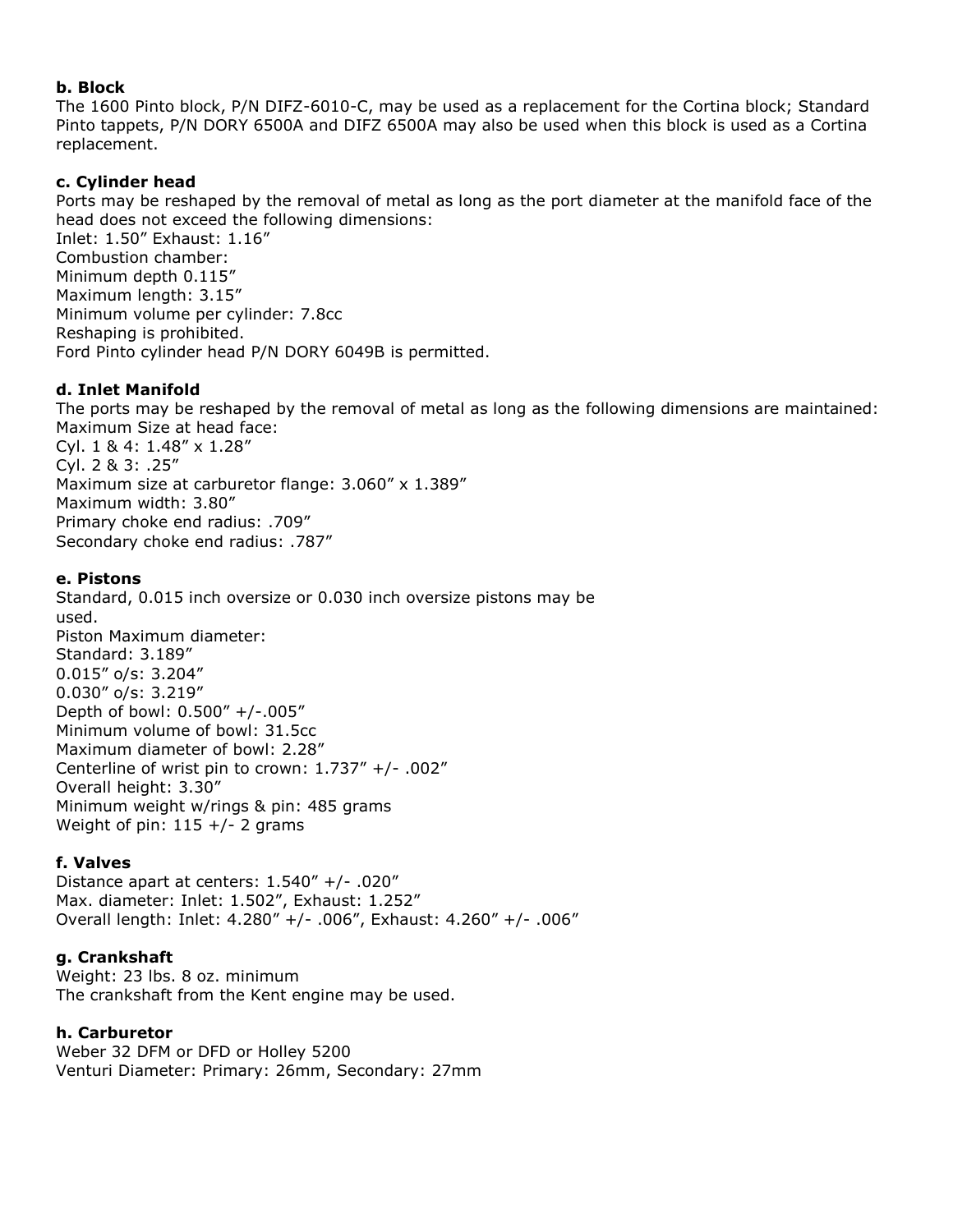**b. Block**

The 1600 Pinto block, P/N DIFZ-6010-C, may be used as a replacement for the Cortina block; Standard Pinto tappets, P/N DORY 6500A and DIFZ 6500A may also be used when this block is used as a Cortina replacement.

**c. Cylinder head**

Ports may be reshaped by the removal of metal as long as the port diameter at the manifold face of the head does not exceed the following dimensions:
Inlet: 1.50” Exhaust: 1.16”
Combustion chamber:
Minimum depth 0.115”
Maximum length: 3.15”
Minimum volume per cylinder: 7.8cc
Reshaping is prohibited.
Ford Pinto cylinder head P/N DORY 6049B is permitted.

**d. Inlet Manifold**

The ports may be reshaped by the removal of metal as long as the following dimensions are maintained:
Maximum Size at head face:
Cyl. 1 & 4: 1.48” x 1.28”
Cyl. 2 & 3: .25”
Maximum size at carburetor flange: 3.060” x 1.389”
Maximum width: 3.80”
Primary choke end radius: .709”
Secondary choke end radius: .787”

**e. Pistons**

Standard, 0.015 inch oversize or 0.030 inch oversize pistons may be used.
Piston Maximum diameter:
Standard: 3.189”
0.015” o/s: 3.204”
0.030” o/s: 3.219”
Depth of bowl: 0.500” +/-.005”
Minimum volume of bowl: 31.5cc
Maximum diameter of bowl: 2.28”
Centerline of wrist pin to crown: 1.737” +/- .002”
Overall height: 3.30”
Minimum weight w/rings & pin: 485 grams
Weight of pin: 115 +/- 2 grams

**f. Valves**

Distance apart at centers: 1.540” +/- .020”
Max. diameter: Inlet: 1.502”, Exhaust: 1.252”
Overall length: Inlet: 4.280” +/- .006”, Exhaust: 4.260” +/- .006”

**g. Crankshaft**

Weight: 23 lbs. 8 oz. minimum
The crankshaft from the Kent engine may be used.

**h. Carburetor**

Weber 32 DFM or DFD or Holley 5200
Venturi Diameter: Primary: 26mm, Secondary: 27mm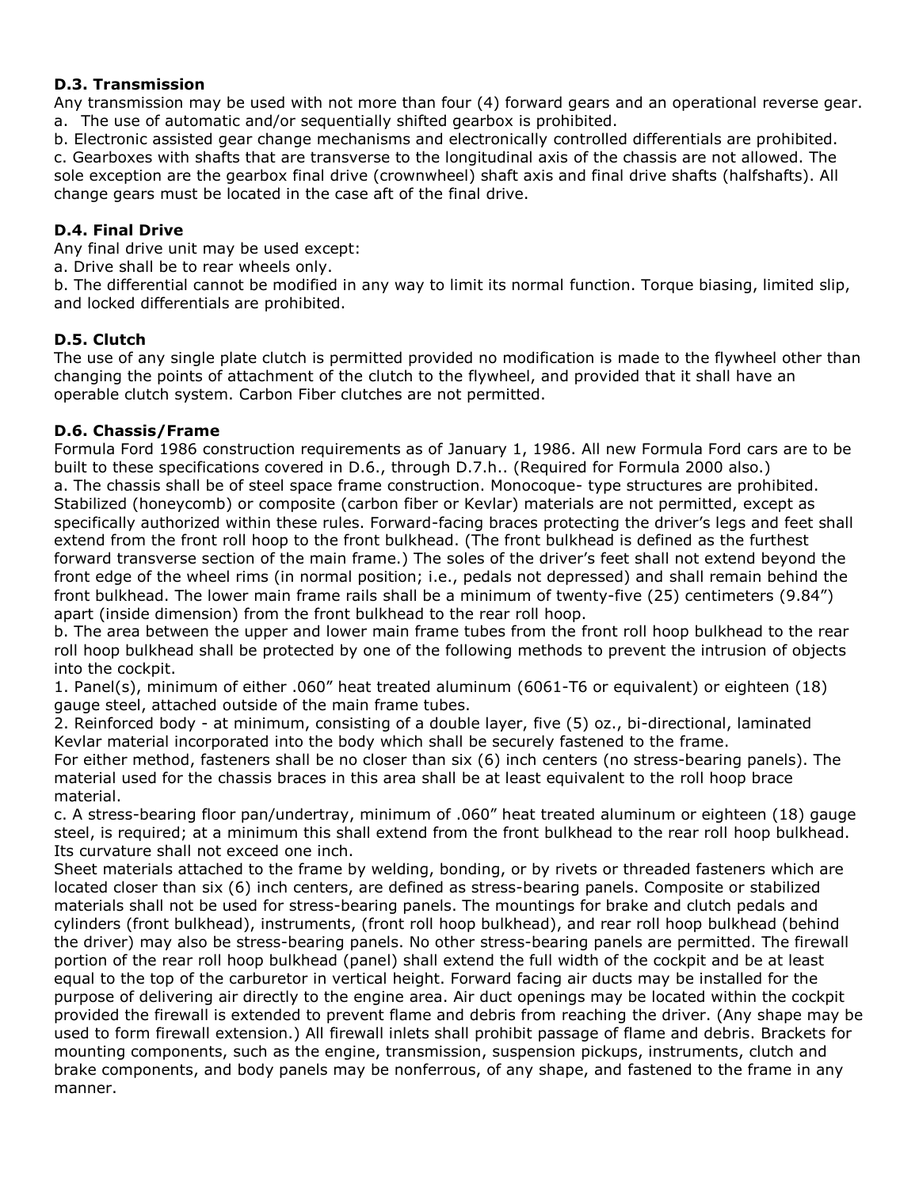**D.3. Transmission**

Any transmission may be used with not more than four (4) forward gears and an operational reverse gear.

a. The use of automatic and/or sequentially shifted gearbox is prohibited.

b. Electronic assisted gear change mechanisms and electronically controlled differentials are prohibited.

c. Gearboxes with shafts that are transverse to the longitudinal axis of the chassis are not allowed. The sole exception are the gearbox final drive (crownwheel) shaft axis and final drive shafts (halfshafts). All change gears must be located in the case aft of the final drive.

**D.4. Final Drive**

Any final drive unit may be used except:

a. Drive shall be to rear wheels only.

b. The differential cannot be modified in any way to limit its normal function. Torque biasing, limited slip, and locked differentials are prohibited.

**D.5. Clutch**

The use of any single plate clutch is permitted provided no modification is made to the flywheel other than changing the points of attachment of the clutch to the flywheel, and provided that it shall have an operable clutch system. Carbon Fiber clutches are not permitted.

**D.6. Chassis/Frame**

Formula Ford 1986 construction requirements as of January 1, 1986. All new Formula Ford cars are to be built to these specifications covered in D.6., through D.7.h.. (Required for Formula 2000 also.)

a. The chassis shall be of steel space frame construction. Monocoque- type structures are prohibited. Stabilized (honeycomb) or composite (carbon fiber or Kevlar) materials are not permitted, except as specifically authorized within these rules. Forward-facing braces protecting the driver's legs and feet shall extend from the front roll hoop to the front bulkhead. (The front bulkhead is defined as the furthest forward transverse section of the main frame.) The soles of the driver's feet shall not extend beyond the front edge of the wheel rims (in normal position; i.e., pedals not depressed) and shall remain behind the front bulkhead. The lower main frame rails shall be a minimum of twenty-five (25) centimeters (9.84") apart (inside dimension) from the front bulkhead to the rear roll hoop.

b. The area between the upper and lower main frame tubes from the front roll hoop bulkhead to the rear roll hoop bulkhead shall be protected by one of the following methods to prevent the intrusion of objects into the cockpit.

1. Panel(s), minimum of either .060" heat treated aluminum (6061-T6 or equivalent) or eighteen (18) gauge steel, attached outside of the main frame tubes.
2. Reinforced body - at minimum, consisting of a double layer, five (5) oz., bi-directional, laminated Kevlar material incorporated into the body which shall be securely fastened to the frame.

For either method, fasteners shall be no closer than six (6) inch centers (no stress-bearing panels). The material used for the chassis braces in this area shall be at least equivalent to the roll hoop brace material.

c. A stress-bearing floor pan/undertray, minimum of .060" heat treated aluminum or eighteen (18) gauge steel, is required; at a minimum this shall extend from the front bulkhead to the rear roll hoop bulkhead. Its curvature shall not exceed one inch.

Sheet materials attached to the frame by welding, bonding, or by rivets or threaded fasteners which are located closer than six (6) inch centers, are defined as stress-bearing panels. Composite or stabilized materials shall not be used for stress-bearing panels. The mountings for brake and clutch pedals and cylinders (front bulkhead), instruments, (front roll hoop bulkhead), and rear roll hoop bulkhead (behind the driver) may also be stress-bearing panels. No other stress-bearing panels are permitted. The firewall portion of the rear roll hoop bulkhead (panel) shall extend the full width of the cockpit and be at least equal to the top of the carburetor in vertical height. Forward facing air ducts may be installed for the purpose of delivering air directly to the engine area. Air duct openings may be located within the cockpit provided the firewall is extended to prevent flame and debris from reaching the driver. (Any shape may be used to form firewall extension.) All firewall inlets shall prohibit passage of flame and debris. Brackets for mounting components, such as the engine, transmission, suspension pickups, instruments, clutch and brake components, and body panels may be nonferrous, of any shape, and fastened to the frame in any manner.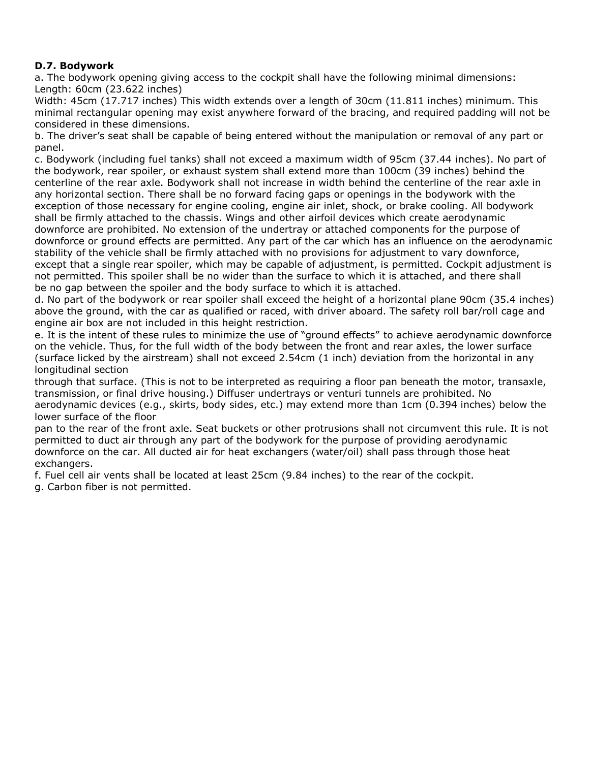**D.7. Bodywork**

a. The bodywork opening giving access to the cockpit shall have the following minimal dimensions:
Length: 60cm (23.622 inches)
Width: 45cm (17.717 inches) This width extends over a length of 30cm (11.811 inches) minimum. This minimal rectangular opening may exist anywhere forward of the bracing, and required padding will not be considered in these dimensions.

b. The driver's seat shall be capable of being entered without the manipulation or removal of any part or panel.

c. Bodywork (including fuel tanks) shall not exceed a maximum width of 95cm (37.44 inches). No part of the bodywork, rear spoiler, or exhaust system shall extend more than 100cm (39 inches) behind the centerline of the rear axle. Bodywork shall not increase in width behind the centerline of the rear axle in any horizontal section. There shall be no forward facing gaps or openings in the bodywork with the exception of those necessary for engine cooling, engine air inlet, shock, or brake cooling. All bodywork shall be firmly attached to the chassis. Wings and other airfoil devices which create aerodynamic downforce are prohibited. No extension of the undertray or attached components for the purpose of downforce or ground effects are permitted. Any part of the car which has an influence on the aerodynamic stability of the vehicle shall be firmly attached with no provisions for adjustment to vary downforce, except that a single rear spoiler, which may be capable of adjustment, is permitted. Cockpit adjustment is not permitted. This spoiler shall be no wider than the surface to which it is attached, and there shall be no gap between the spoiler and the body surface to which it is attached.

d. No part of the bodywork or rear spoiler shall exceed the height of a horizontal plane 90cm (35.4 inches) above the ground, with the car as qualified or raced, with driver aboard. The safety roll bar/roll cage and engine air box are not included in this height restriction.

e. It is the intent of these rules to minimize the use of "ground effects" to achieve aerodynamic downforce on the vehicle. Thus, for the full width of the body between the front and rear axles, the lower surface (surface licked by the airstream) shall not exceed 2.54cm (1 inch) deviation from the horizontal in any longitudinal section through that surface. (This is not to be interpreted as requiring a floor pan beneath the motor, transaxle, transmission, or final drive housing.) Diffuser undertrays or venturi tunnels are prohibited. No aerodynamic devices (e.g., skirts, body sides, etc.) may extend more than 1cm (0.394 inches) below the lower surface of the floor pan to the rear of the front axle. Seat buckets or other protrusions shall not circumvent this rule. It is not permitted to duct air through any part of the bodywork for the purpose of providing aerodynamic downforce on the car. All ducted air for heat exchangers (water/oil) shall pass through those heat exchangers.

f. Fuel cell air vents shall be located at least 25cm (9.84 inches) to the rear of the cockpit.

g. Carbon fiber is not permitted.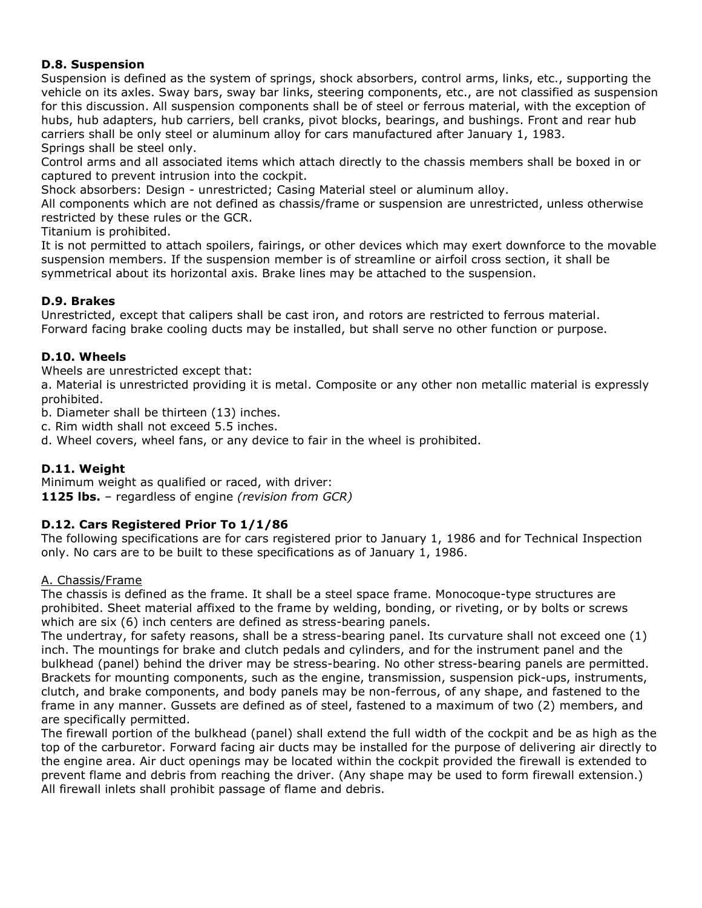### D.8. Suspension

Suspension is defined as the system of springs, shock absorbers, control arms, links, etc., supporting the vehicle on its axles. Sway bars, sway bar links, steering components, etc., are not classified as suspension for this discussion. All suspension components shall be of steel or ferrous material, with the exception of hubs, hub adapters, hub carriers, bell cranks, pivot blocks, bearings, and bushings. Front and rear hub carriers shall be only steel or aluminum alloy for cars manufactured after January 1, 1983.

Springs shall be steel only.

Control arms and all associated items which attach directly to the chassis members shall be boxed in or captured to prevent intrusion into the cockpit.

Shock absorbers: Design - unrestricted; Casing Material steel or aluminum alloy.

All components which are not defined as chassis/frame or suspension are unrestricted, unless otherwise restricted by these rules or the GCR.

Titanium is prohibited.

It is not permitted to attach spoilers, fairings, or other devices which may exert downforce to the movable suspension members. If the suspension member is of streamline or airfoil cross section, it shall be symmetrical about its horizontal axis. Brake lines may be attached to the suspension.

### D.9. Brakes

Unrestricted, except that calipers shall be cast iron, and rotors are restricted to ferrous material.
Forward facing brake cooling ducts may be installed, but shall serve no other function or purpose.

### D.10. Wheels

Wheels are unrestricted except that:

a. Material is unrestricted providing it is metal. Composite or any other non metallic material is expressly prohibited.
b. Diameter shall be thirteen (13) inches.
c. Rim width shall not exceed 5.5 inches.
d. Wheel covers, wheel fans, or any device to fair in the wheel is prohibited.

### D.11. Weight

Minimum weight as qualified or raced, with driver:
**1125 lbs.** – regardless of engine *(revision from GCR)*

### D.12. Cars Registered Prior To 1/1/86

The following specifications are for cars registered prior to January 1, 1986 and for Technical Inspection only. No cars are to be built to these specifications as of January 1, 1986.

A. Chassis/Frame

The chassis is defined as the frame. It shall be a steel space frame. Monocoque-type structures are prohibited. Sheet material affixed to the frame by welding, bonding, or riveting, or by bolts or screws which are six (6) inch centers are defined as stress-bearing panels.

The undertray, for safety reasons, shall be a stress-bearing panel. Its curvature shall not exceed one (1) inch. The mountings for brake and clutch pedals and cylinders, and for the instrument panel and the bulkhead (panel) behind the driver may be stress-bearing. No other stress-bearing panels are permitted. Brackets for mounting components, such as the engine, transmission, suspension pick-ups, instruments, clutch, and brake components, and body panels may be non-ferrous, of any shape, and fastened to the frame in any manner. Gussets are defined as of steel, fastened to a maximum of two (2) members, and are specifically permitted.

The firewall portion of the bulkhead (panel) shall extend the full width of the cockpit and be as high as the top of the carburetor. Forward facing air ducts may be installed for the purpose of delivering air directly to the engine area. Air duct openings may be located within the cockpit provided the firewall is extended to prevent flame and debris from reaching the driver. (Any shape may be used to form firewall extension.) All firewall inlets shall prohibit passage of flame and debris.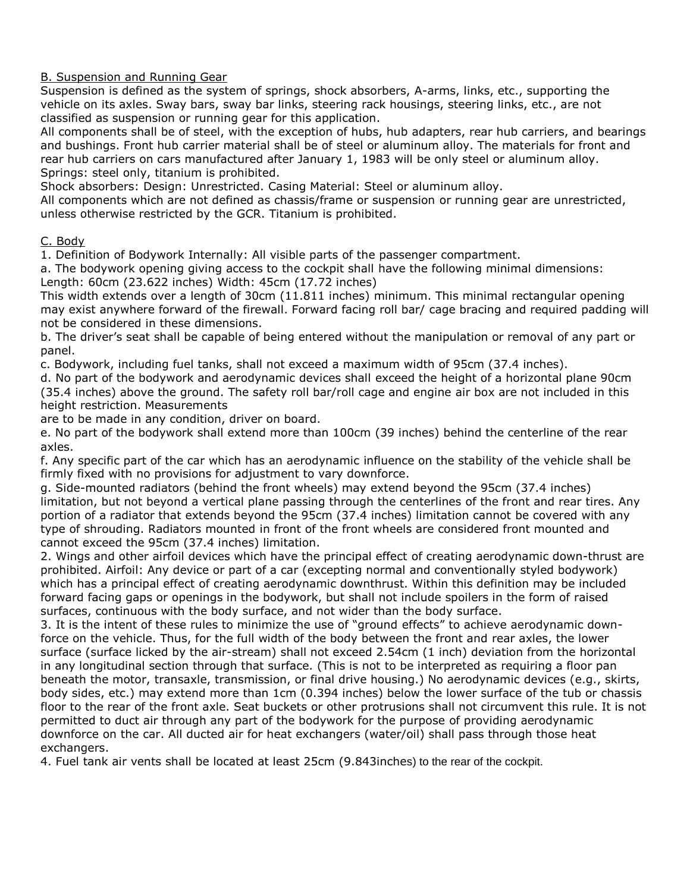B. Suspension and Running Gear

Suspension is defined as the system of springs, shock absorbers, A-arms, links, etc., supporting the vehicle on its axles. Sway bars, sway bar links, steering rack housings, steering links, etc., are not classified as suspension or running gear for this application.

All components shall be of steel, with the exception of hubs, hub adapters, rear hub carriers, and bearings and bushings. Front hub carrier material shall be of steel or aluminum alloy. The materials for front and rear hub carriers on cars manufactured after January 1, 1983 will be only steel or aluminum alloy.

Springs: steel only, titanium is prohibited.

Shock absorbers: Design: Unrestricted. Casing Material: Steel or aluminum alloy.

All components which are not defined as chassis/frame or suspension or running gear are unrestricted, unless otherwise restricted by the GCR. Titanium is prohibited.

C. Body

1. Definition of Bodywork Internally: All visible parts of the passenger compartment.

a. The bodywork opening giving access to the cockpit shall have the following minimal dimensions: Length: 60cm (23.622 inches) Width: 45cm (17.72 inches)

This width extends over a length of 30cm (11.811 inches) minimum. This minimal rectangular opening may exist anywhere forward of the firewall. Forward facing roll bar/ cage bracing and required padding will not be considered in these dimensions.

b. The driver's seat shall be capable of being entered without the manipulation or removal of any part or panel.

c. Bodywork, including fuel tanks, shall not exceed a maximum width of 95cm (37.4 inches).

d. No part of the bodywork and aerodynamic devices shall exceed the height of a horizontal plane 90cm (35.4 inches) above the ground. The safety roll bar/roll cage and engine air box are not included in this height restriction. Measurements are to be made in any condition, driver on board.

e. No part of the bodywork shall extend more than 100cm (39 inches) behind the centerline of the rear axles.

f. Any specific part of the car which has an aerodynamic influence on the stability of the vehicle shall be firmly fixed with no provisions for adjustment to vary downforce.

g. Side-mounted radiators (behind the front wheels) may extend beyond the 95cm (37.4 inches) limitation, but not beyond a vertical plane passing through the centerlines of the front and rear tires. Any portion of a radiator that extends beyond the 95cm (37.4 inches) limitation cannot be covered with any type of shrouding. Radiators mounted in front of the front wheels are considered front mounted and cannot exceed the 95cm (37.4 inches) limitation.

2. Wings and other airfoil devices which have the principal effect of creating aerodynamic down-thrust are prohibited. Airfoil: Any device or part of a car (excepting normal and conventionally styled bodywork) which has a principal effect of creating aerodynamic downthrust. Within this definition may be included forward facing gaps or openings in the bodywork, but shall not include spoilers in the form of raised surfaces, continuous with the body surface, and not wider than the body surface.

3. It is the intent of these rules to minimize the use of "ground effects" to achieve aerodynamic down-force on the vehicle. Thus, for the full width of the body between the front and rear axles, the lower surface (surface licked by the air-stream) shall not exceed 2.54cm (1 inch) deviation from the horizontal in any longitudinal section through that surface. (This is not to be interpreted as requiring a floor pan beneath the motor, transaxle, transmission, or final drive housing.) No aerodynamic devices (e.g., skirts, body sides, etc.) may extend more than 1cm (0.394 inches) below the lower surface of the tub or chassis floor to the rear of the front axle. Seat buckets or other protrusions shall not circumvent this rule. It is not permitted to duct air through any part of the bodywork for the purpose of providing aerodynamic downforce on the car. All ducted air for heat exchangers (water/oil) shall pass through those heat exchangers.

4. Fuel tank air vents shall be located at least 25cm (9.843inches) to the rear of the cockpit.